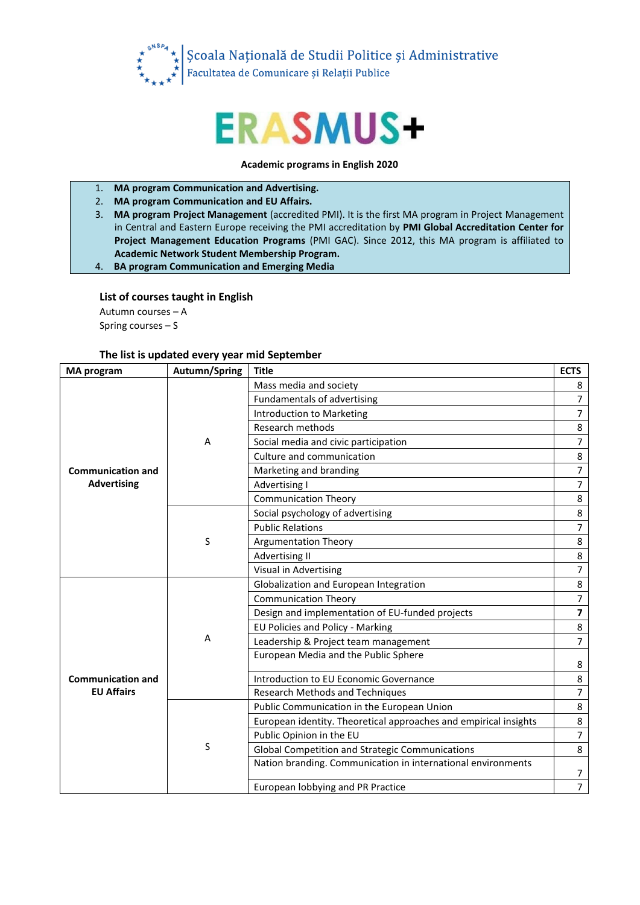Şcoala Naţională de Studii Politice şi Administrative
Facultatea de Comunicare şi Relaţii Publice

# ERASMUS+

**Academic programs in English 2020**

1. **MA program Communication and Advertising.**
2. **MA program Communication and EU Affairs.**
3. **MA program Project Management** (accredited PMI). It is the first MA program in Project Management in Central and Eastern Europe receiving the PMI accreditation by **PMI Global Accreditation Center for Project Management Education Programs** (PMI GAC). Since 2012, this MA program is affiliated to **Academic Network Student Membership Program.**
4. **BA program Communication and Emerging Media**

### List of courses taught in English

Autumn courses – A
Spring courses – S

### The list is updated every year mid September

| MA program | Autumn/Spring | Title | ECTS |
|---|---|---|---|
| **Communication and Advertising** | A | Mass media and society | 8 |
| | | Fundamentals of advertising | 7 |
| | | Introduction to Marketing | 7 |
| | | Research methods | 8 |
| | | Social media and civic participation | 7 |
| | | Culture and communication | 8 |
| | | Marketing and branding | 7 |
| | | Advertising I | 7 |
| | | Communication Theory | 8 |
| | S | Social psychology of advertising | 8 |
| | | Public Relations | 7 |
| | | Argumentation Theory | 8 |
| | | Advertising II | 8 |
| | | Visual in Advertising | 7 |
| **Communication and EU Affairs** | A | Globalization and European Integration | 8 |
| | | Communication Theory | 7 |
| | | Design and implementation of EU-funded projects | **7** |
| | | EU Policies and Policy - Marking | 8 |
| | | Leadership & Project team management | 7 |
| | | European Media and the Public Sphere | 8 |
| | | Introduction to EU Economic Governance | 8 |
| | | Research Methods and Techniques | 7 |
| | S | Public Communication in the European Union | 8 |
| | | European identity. Theoretical approaches and empirical insights | 8 |
| | | Public Opinion in the EU | 7 |
| | | Global Competition and Strategic Communications | 8 |
| | | Nation branding. Communication in international environments | 7 |
| | | European lobbying and PR Practice | 7 |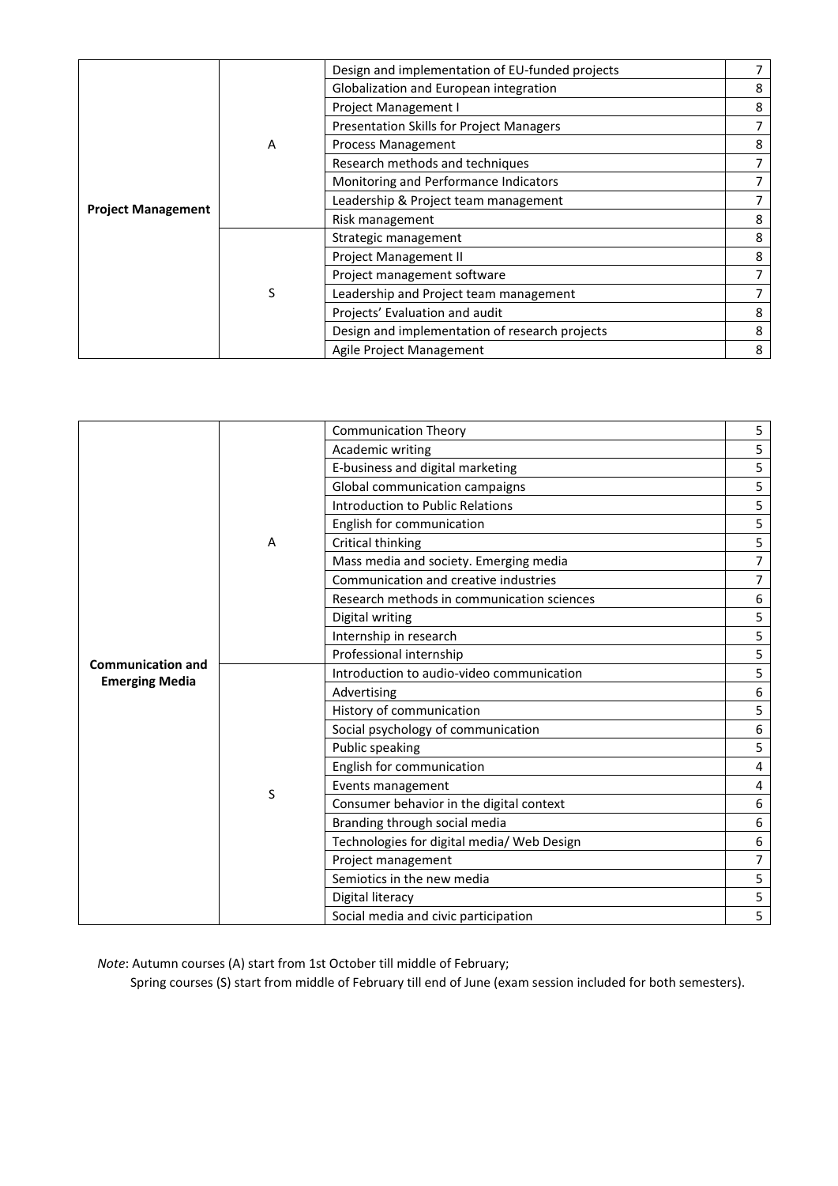| | | | |
|---|---|---|---|
| **Project Management** | A | Design and implementation of EU-funded projects | 7 |
| | | Globalization and European integration | 8 |
| | | Project Management I | 8 |
| | | Presentation Skills for Project Managers | 7 |
| | | Process Management | 8 |
| | | Research methods and techniques | 7 |
| | | Monitoring and Performance Indicators | 7 |
| | | Leadership & Project team management | 7 |
| | | Risk management | 8 |
| | S | Strategic management | 8 |
| | | Project Management II | 8 |
| | | Project management software | 7 |
| | | Leadership and Project team management | 7 |
| | | Projects' Evaluation and audit | 8 |
| | | Design and implementation of research projects | 8 |
| | | Agile Project Management | 8 |

| | | | |
|---|---|---|---|
| **Communication and Emerging Media** | A | Communication Theory | 5 |
| | | Academic writing | 5 |
| | | E-business and digital marketing | 5 |
| | | Global communication campaigns | 5 |
| | | Introduction to Public Relations | 5 |
| | | English for communication | 5 |
| | | Critical thinking | 5 |
| | | Mass media and society. Emerging media | 7 |
| | | Communication and creative industries | 7 |
| | | Research methods in communication sciences | 6 |
| | | Digital writing | 5 |
| | | Internship in research | 5 |
| | | Professional internship | 5 |
| | S | Introduction to audio-video communication | 5 |
| | | Advertising | 6 |
| | | History of communication | 5 |
| | | Social psychology of communication | 6 |
| | | Public speaking | 5 |
| | | English for communication | 4 |
| | | Events management | 4 |
| | | Consumer behavior in the digital context | 6 |
| | | Branding through social media | 6 |
| | | Technologies for digital media/ Web Design | 6 |
| | | Project management | 7 |
| | | Semiotics in the new media | 5 |
| | | Digital literacy | 5 |
| | | Social media and civic participation | 5 |

*Note*: Autumn courses (A) start from 1st October till middle of February;
Spring courses (S) start from middle of February till end of June (exam session included for both semesters).